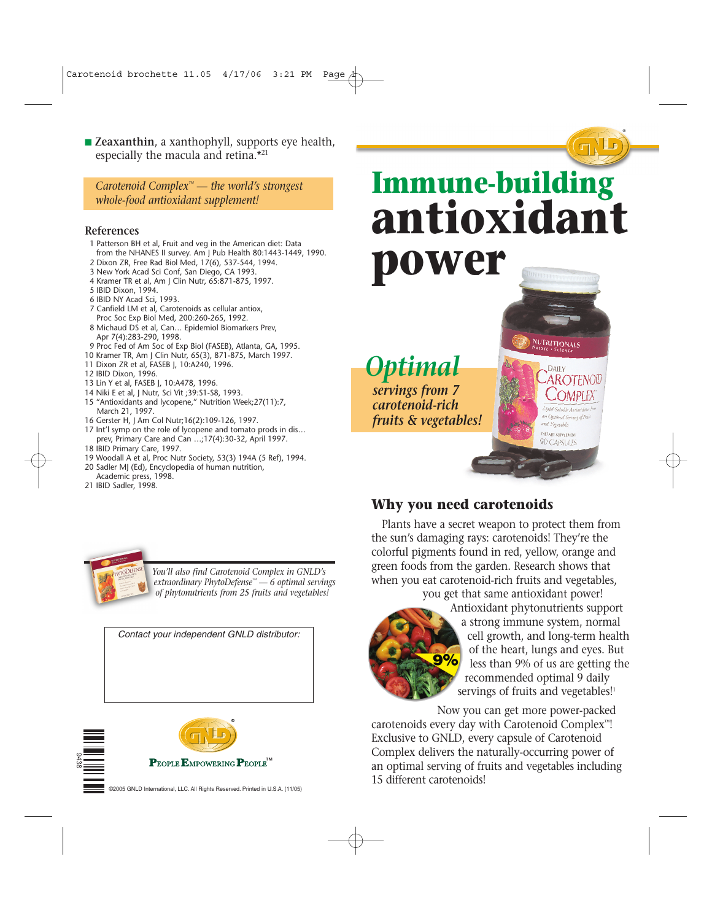- **Zeaxanthin**, a xanthophyll, supports eye health, especially the macula and retina.*[21]

*Carotenoid Complex™ — the world's strongest whole-food antioxidant supplement!*

## References

1. Patterson BH et al, Fruit and veg in the American diet: Data from the NHANES II survey. Am J Pub Health 80:1443-1449, 1990.
2. Dixon ZR, Free Rad Biol Med, 17(6), 537-544, 1994.
3. New York Acad Sci Conf, San Diego, CA 1993.
4. Kramer TR et al, Am J Clin Nutr, 65:871-875, 1997.
5. IBID Dixon, 1994.
6. IBID NY Acad Sci, 1993.
7. Canfield LM et al, Carotenoids as cellular antiox, Proc Soc Exp Biol Med, 200:260-265, 1992.
8. Michaud DS et al, Can… Epidemiol Biomarkers Prev, Apr 7(4):283-290, 1998.
9. Proc Fed of Am Soc of Exp Biol (FASEB), Atlanta, GA, 1995.
10. Kramer TR, Am J Clin Nutr, 65(3), 871-875, March 1997.
11. Dixon ZR et al, FASEB J, 10:A240, 1996.
12. IBID Dixon, 1996.
13. Lin Y et al, FASEB J, 10:A478, 1996.
14. Niki E et al, J Nutr, Sci Vit ;39:S1-S8, 1993.
15. "Antioxidants and lycopene," Nutrition Week;27(11):7, March 21, 1997.
16. Gerster H, J Am Col Nutr;16(2):109-126, 1997.
17. Int'l symp on the role of lycopene and tomato prods in dis… prev, Primary Care and Can …;17(4):30-32, April 1997.
18. IBID Primary Care, 1997.
19. Woodall A et al, Proc Nutr Society, 53(3) 194A (5 Ref), 1994.
20. Sadler MJ (Ed), Encyclopedia of human nutrition, Academic press, 1998.
21. IBID Sadler, 1998.

*You'll also find Carotenoid Complex in GNLD's extraordinary PhytoDefense™ — 6 optimal servings of phytonutrients from 25 fruits and vegetables!*

Contact your independent GNLD distributor:

GNLD

PEOPLE EMPOWERING PEOPLE™

©2005 GNLD International, LLC. All Rights Reserved. Printed in U.S.A. (11/05)

# Immune-building antioxidant power

***Optimal** servings from 7 carotenoid-rich fruits & vegetables!*

## Why you need carotenoids

Plants have a secret weapon to protect them from the sun's damaging rays: carotenoids! They're the colorful pigments found in red, yellow, orange and green foods from the garden. Research shows that when you eat carotenoid-rich fruits and vegetables, you get that same antioxidant power!

Antioxidant phytonutrients support a strong immune system, normal cell growth, and long-term health of the heart, lungs and eyes. But less than 9% of us are getting the recommended optimal 9 daily servings of fruits and vegetables![1]

Now you can get more power-packed carotenoids every day with Carotenoid Complex™! Exclusive to GNLD, every capsule of Carotenoid Complex delivers the naturally-occurring power of an optimal serving of fruits and vegetables including 15 different carotenoids!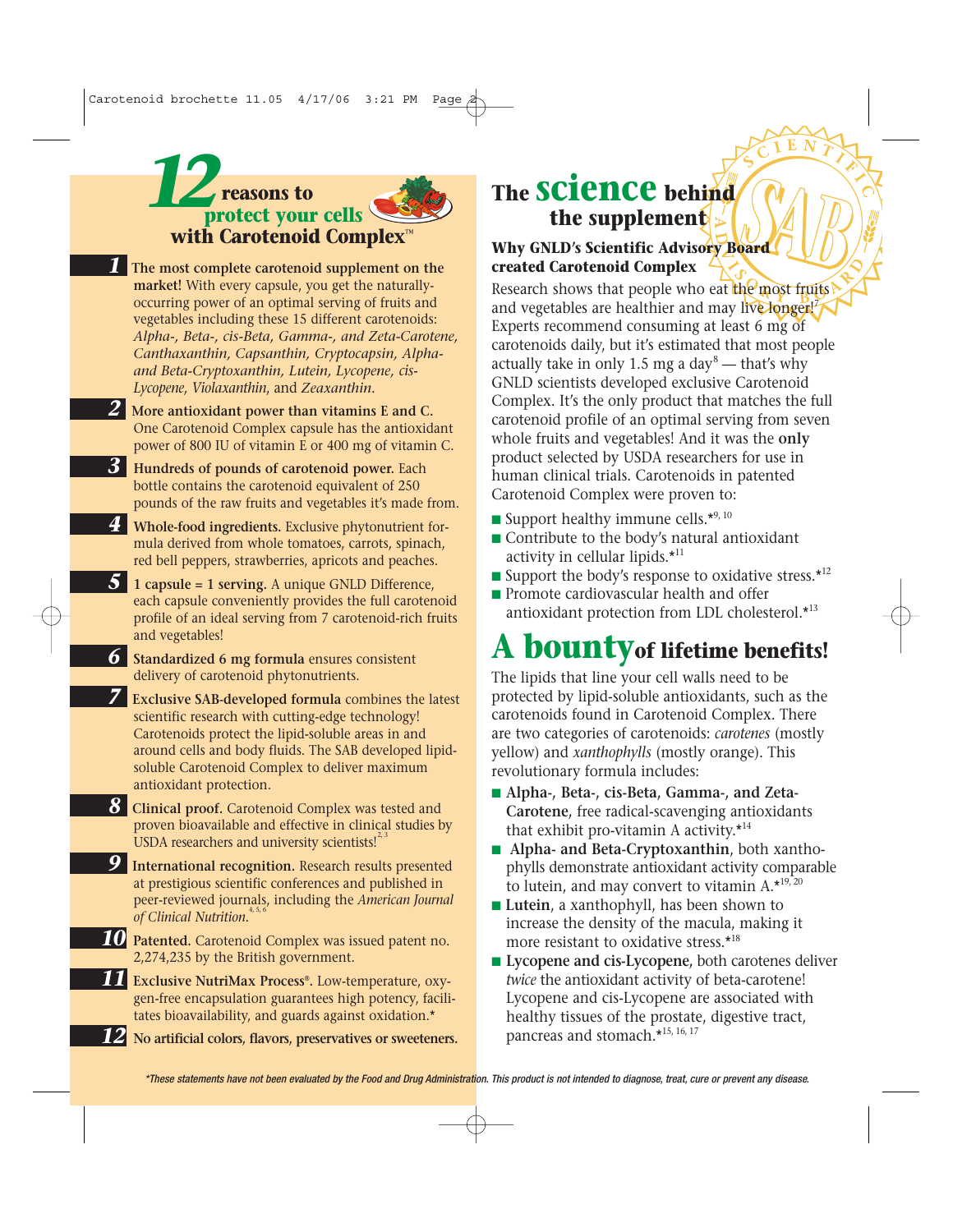# 12 reasons to protect your cells with Carotenoid Complex™

**1** **The most complete carotenoid supplement on the market!** With every capsule, you get the naturally-occurring power of an optimal serving of fruits and vegetables including these 15 different carotenoids: *Alpha-, Beta-, cis-Beta, Gamma-, and Zeta-Carotene, Canthaxanthin, Capsanthin, Cryptocapsin, Alpha- and Beta-Cryptoxanthin, Lutein, Lycopene, cis-Lycopene, Violaxanthin,* and *Zeaxanthin.*

**2** **More antioxidant power than vitamins E and C.** One Carotenoid Complex capsule has the antioxidant power of 800 IU of vitamin E or 400 mg of vitamin C.

**3** **Hundreds of pounds of carotenoid power.** Each bottle contains the carotenoid equivalent of 250 pounds of the raw fruits and vegetables it's made from.

**4** **Whole-food ingredients.** Exclusive phytonutrient formula derived from whole tomatoes, carrots, spinach, red bell peppers, strawberries, apricots and peaches.

**5** **1 capsule = 1 serving.** A unique GNLD Difference, each capsule conveniently provides the full carotenoid profile of an ideal serving from 7 carotenoid-rich fruits and vegetables!

**6** **Standardized 6 mg formula** ensures consistent delivery of carotenoid phytonutrients.

**7** **Exclusive SAB-developed formula** combines the latest scientific research with cutting-edge technology! Carotenoids protect the lipid-soluble areas in and around cells and body fluids. The SAB developed lipid-soluble Carotenoid Complex to deliver maximum antioxidant protection.

**8** **Clinical proof.** Carotenoid Complex was tested and proven bioavailable and effective in clinical studies by USDA researchers and university scientists![2,3]

**9** **International recognition.** Research results presented at prestigious scientific conferences and published in peer-reviewed journals, including the *American Journal of Clinical Nutrition.*[4,5,6]

**10** **Patented.** Carotenoid Complex was issued patent no. 2,274,235 by the British government.

**11** **Exclusive NutriMax Process®.** Low-temperature, oxygen-free encapsulation guarantees high potency, facilitates bioavailability, and guards against oxidation.*

**12** **No artificial colors, flavors, preservatives or sweeteners.**

# The science behind the supplement

### Why GNLD's Scientific Advisory Board created Carotenoid Complex

Research shows that people who eat the most fruits and vegetables are healthier and may live longer![7] Experts recommend consuming at least 6 mg of carotenoids daily, but it's estimated that most people actually take in only 1.5 mg a day[8] — that's why GNLD scientists developed exclusive Carotenoid Complex. It's the only product that matches the full carotenoid profile of an optimal serving from seven whole fruits and vegetables! And it was the **only** product selected by USDA researchers for use in human clinical trials. Carotenoids in patented Carotenoid Complex were proven to:

- Support healthy immune cells.*[9,10]
- Contribute to the body's natural antioxidant activity in cellular lipids.*[11]
- Support the body's response to oxidative stress.*[12]
- Promote cardiovascular health and offer antioxidant protection from LDL cholesterol.*[13]

# A bounty of lifetime benefits!

The lipids that line your cell walls need to be protected by lipid-soluble antioxidants, such as the carotenoids found in Carotenoid Complex. There are two categories of carotenoids: *carotenes* (mostly yellow) and *xanthophylls* (mostly orange). This revolutionary formula includes:

- **Alpha-, Beta-, cis-Beta, Gamma-, and Zeta-Carotene**, free radical-scavenging antioxidants that exhibit pro-vitamin A activity.*[14]
- **Alpha- and Beta-Cryptoxanthin**, both xanthophylls demonstrate antioxidant activity comparable to lutein, and may convert to vitamin A.*[19,20]
- **Lutein**, a xanthophyll, has been shown to increase the density of the macula, making it more resistant to oxidative stress.*[18]
- **Lycopene and cis-Lycopene**, both carotenes deliver *twice* the antioxidant activity of beta-carotene! Lycopene and cis-Lycopene are associated with healthy tissues of the prostate, digestive tract, pancreas and stomach.*[15,16,17]

*These statements have not been evaluated by the Food and Drug Administration. This product is not intended to diagnose, treat, cure or prevent any disease.*